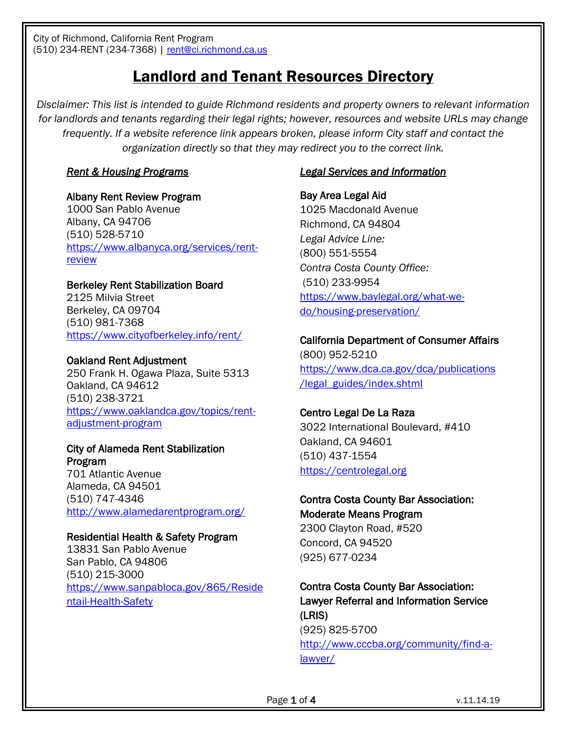City of Richmond, California Rent Program
(510) 234-RENT (234-7368) | rent@ci.richmond.ca.us

# Landlord and Tenant Resources Directory

*Disclaimer: This list is intended to guide Richmond residents and property owners to relevant information for landlords and tenants regarding their legal rights; however, resources and website URLs may change frequently. If a website reference link appears broken, please inform City staff and contact the organization directly so that they may redirect you to the correct link.*

## *Rent & Housing Programs*

**Albany Rent Review Program**
1000 San Pablo Avenue
Albany, CA 94706
(510) 528-5710
https://www.albanyca.org/services/rent-review

**Berkeley Rent Stabilization Board**
2125 Milvia Street
Berkeley, CA 09704
(510) 981-7368
https://www.cityofberkeley.info/rent/

**Oakland Rent Adjustment**
250 Frank H. Ogawa Plaza, Suite 5313
Oakland, CA 94612
(510) 238-3721
https://www.oaklandca.gov/topics/rent-adjustment-program

**City of Alameda Rent Stabilization Program**
701 Atlantic Avenue
Alameda, CA 94501
(510) 747-4346
http://www.alamedarentprogram.org/

**Residential Health & Safety Program**
13831 San Pablo Avenue
San Pablo, CA 94806
(510) 215-3000
https://www.sanpabloca.gov/865/Residentail-Health-Safety

## *Legal Services and Information*

**Bay Area Legal Aid**
1025 Macdonald Avenue
Richmond, CA 94804
*Legal Advice Line:*
(800) 551-5554
*Contra Costa County Office:*
(510) 233-9954
https://www.baylegal.org/what-we-do/housing-preservation/

**California Department of Consumer Affairs**
(800) 952-5210
https://www.dca.ca.gov/dca/publications/legal_guides/index.shtml

**Centro Legal De La Raza**
3022 International Boulevard, #410
Oakland, CA 94601
(510) 437-1554
https://centrolegal.org

**Contra Costa County Bar Association: Moderate Means Program**
2300 Clayton Road, #520
Concord, CA 94520
(925) 677-0234

**Contra Costa County Bar Association: Lawyer Referral and Information Service (LRIS)**
(925) 825-5700
http://www.cccba.org/community/find-a-lawyer/

v.11.14.19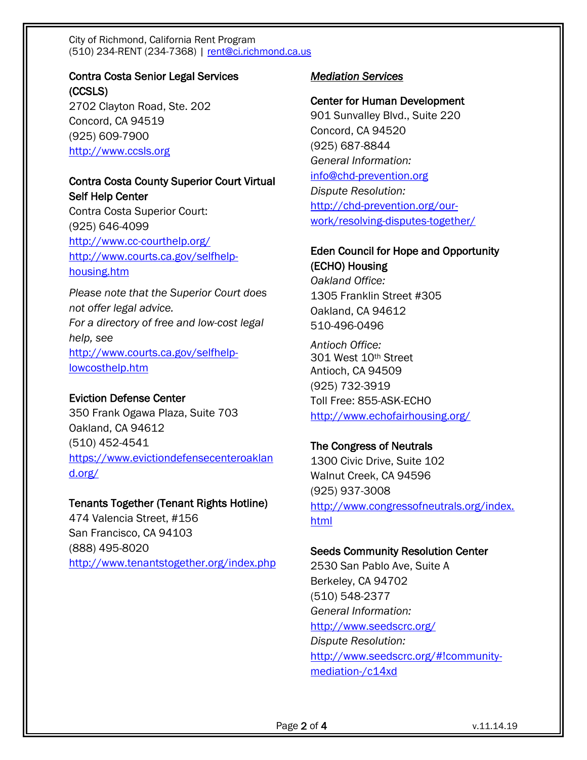**Contra Costa Senior Legal Services (CCSLS)**
2702 Clayton Road, Ste. 202
Concord, CA 94519
(925) 609-7900
http://www.ccsls.org

**Contra Costa County Superior Court Virtual Self Help Center**
Contra Costa Superior Court:
(925) 646-4099
http://www.cc-courthelp.org/
http://www.courts.ca.gov/selfhelp-housing.htm

*Please note that the Superior Court does not offer legal advice.*
*For a directory of free and low-cost legal help, see*
http://www.courts.ca.gov/selfhelp-lowcosthelp.htm

**Eviction Defense Center**
350 Frank Ogawa Plaza, Suite 703
Oakland, CA 94612
(510) 452-4541
https://www.evictiondefensecenteroakland.org/

**Tenants Together (Tenant Rights Hotline)**
474 Valencia Street, #156
San Francisco, CA 94103
(888) 495-8020
http://www.tenantstogether.org/index.php

## *Mediation Services*

**Center for Human Development**
901 Sunvalley Blvd., Suite 220
Concord, CA 94520
(925) 687-8844
*General Information:*
info@chd-prevention.org
*Dispute Resolution:*
http://chd-prevention.org/our-work/resolving-disputes-together/

**Eden Council for Hope and Opportunity (ECHO) Housing**
*Oakland Office:*
1305 Franklin Street #305
Oakland, CA 94612
510-496-0496

*Antioch Office:*
301 West 10th Street
Antioch, CA 94509
(925) 732-3919
Toll Free: 855-ASK-ECHO
http://www.echofairhousing.org/

**The Congress of Neutrals**
1300 Civic Drive, Suite 102
Walnut Creek, CA 94596
(925) 937-3008
http://www.congressofneutrals.org/index.html

**Seeds Community Resolution Center**
2530 San Pablo Ave, Suite A
Berkeley, CA 94702
(510) 548-2377
*General Information:*
http://www.seedscrc.org/
*Dispute Resolution:*
http://www.seedscrc.org/#!community-mediation-/c14xd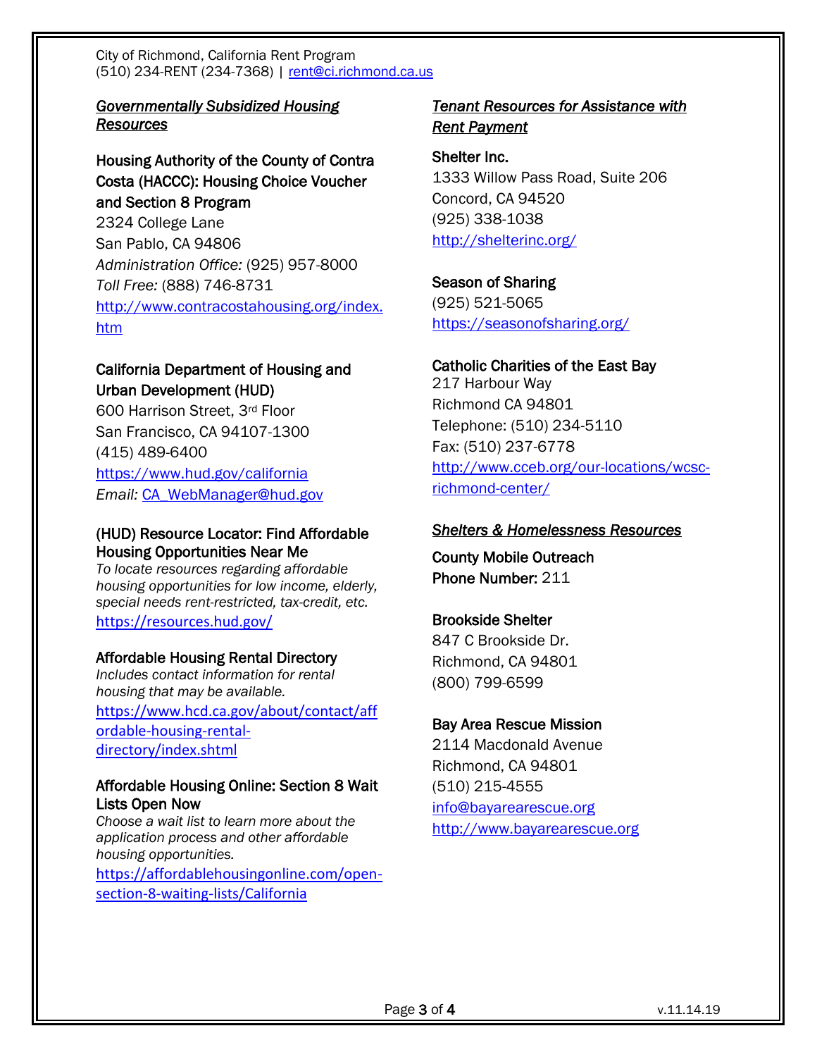City of Richmond, California Rent Program
(510) 234-RENT (234-7368) | rent@ci.richmond.ca.us

## *Governmentally Subsidized Housing Resources*

**Housing Authority of the County of Contra Costa (HACCC): Housing Choice Voucher and Section 8 Program**
2324 College Lane
San Pablo, CA 94806
*Administration Office:* (925) 957-8000
*Toll Free:* (888) 746-8731
http://www.contracostahousing.org/index.htm

**California Department of Housing and Urban Development (HUD)**
600 Harrison Street, 3rd Floor
San Francisco, CA 94107-1300
(415) 489-6400
https://www.hud.gov/california
*Email:* CA_WebManager@hud.gov

**(HUD) Resource Locator: Find Affordable Housing Opportunities Near Me**
*To locate resources regarding affordable housing opportunities for low income, elderly, special needs rent-restricted, tax-credit, etc.*
https://resources.hud.gov/

**Affordable Housing Rental Directory**
*Includes contact information for rental housing that may be available.*
https://www.hcd.ca.gov/about/contact/affordable-housing-rental-directory/index.shtml

**Affordable Housing Online: Section 8 Wait Lists Open Now**
*Choose a wait list to learn more about the application process and other affordable housing opportunities.*
https://affordablehousingonline.com/open-section-8-waiting-lists/California

## *Tenant Resources for Assistance with Rent Payment*

**Shelter Inc.**
1333 Willow Pass Road, Suite 206
Concord, CA 94520
(925) 338-1038
http://shelterinc.org/

**Season of Sharing**
(925) 521-5065
https://seasonofsharing.org/

**Catholic Charities of the East Bay**
217 Harbour Way
Richmond CA 94801
Telephone: (510) 234-5110
Fax: (510) 237-6778
http://www.cceb.org/our-locations/wcsc-richmond-center/

## *Shelters & Homelessness Resources*

**County Mobile Outreach**
**Phone Number:** 211

**Brookside Shelter**
847 C Brookside Dr.
Richmond, CA 94801
(800) 799-6599

**Bay Area Rescue Mission**
2114 Macdonald Avenue
Richmond, CA 94801
(510) 215-4555
info@bayarearescue.org
http://www.bayarearescue.org

v.11.14.19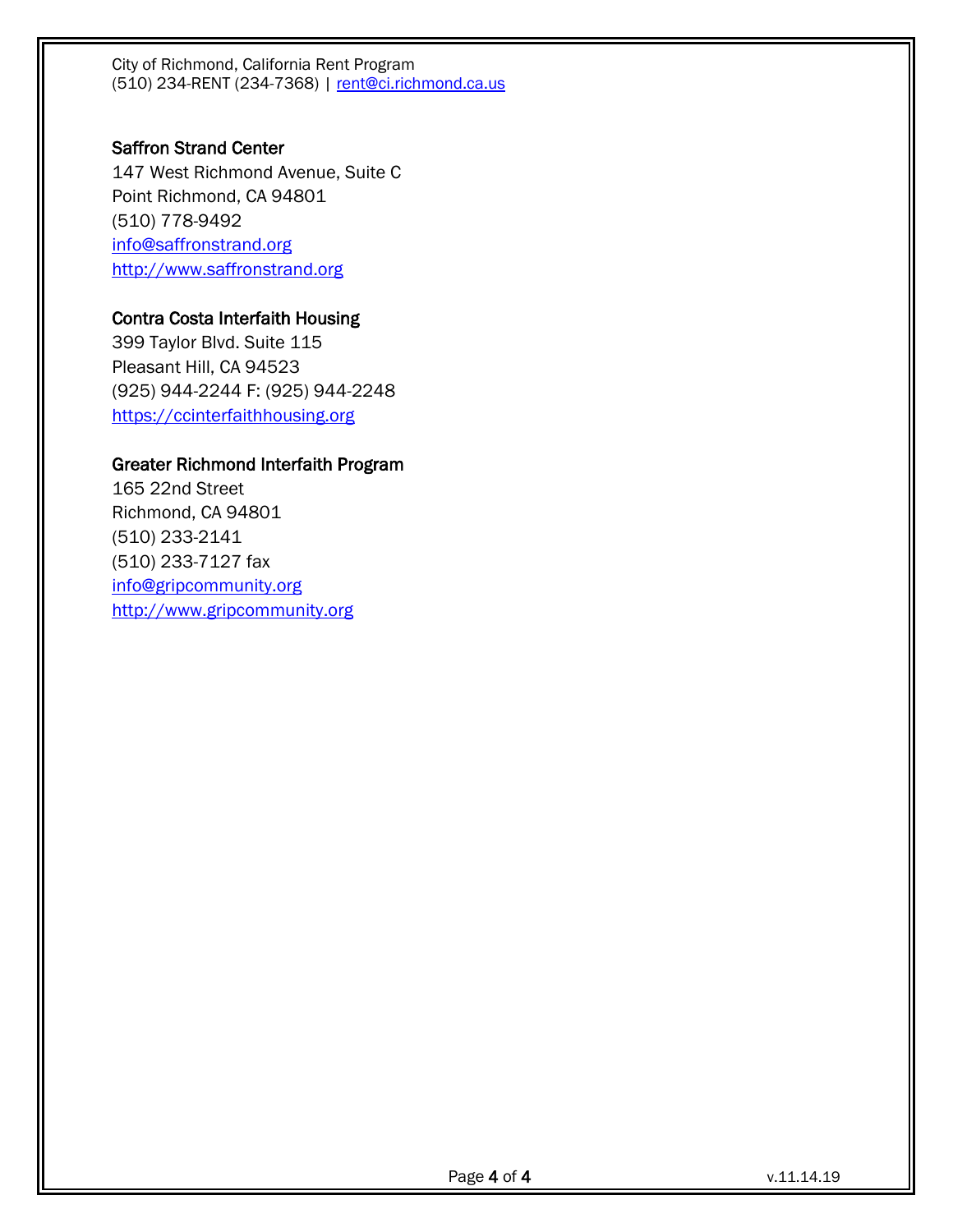**Saffron Strand Center**
147 West Richmond Avenue, Suite C
Point Richmond, CA 94801
(510) 778-9492
info@saffronstrand.org
http://www.saffronstrand.org

**Contra Costa Interfaith Housing**
399 Taylor Blvd. Suite 115
Pleasant Hill, CA 94523
(925) 944-2244 F: (925) 944-2248
https://ccinterfaithhousing.org

**Greater Richmond Interfaith Program**
165 22nd Street
Richmond, CA 94801
(510) 233-2141
(510) 233-7127 fax
info@gripcommunity.org
http://www.gripcommunity.org